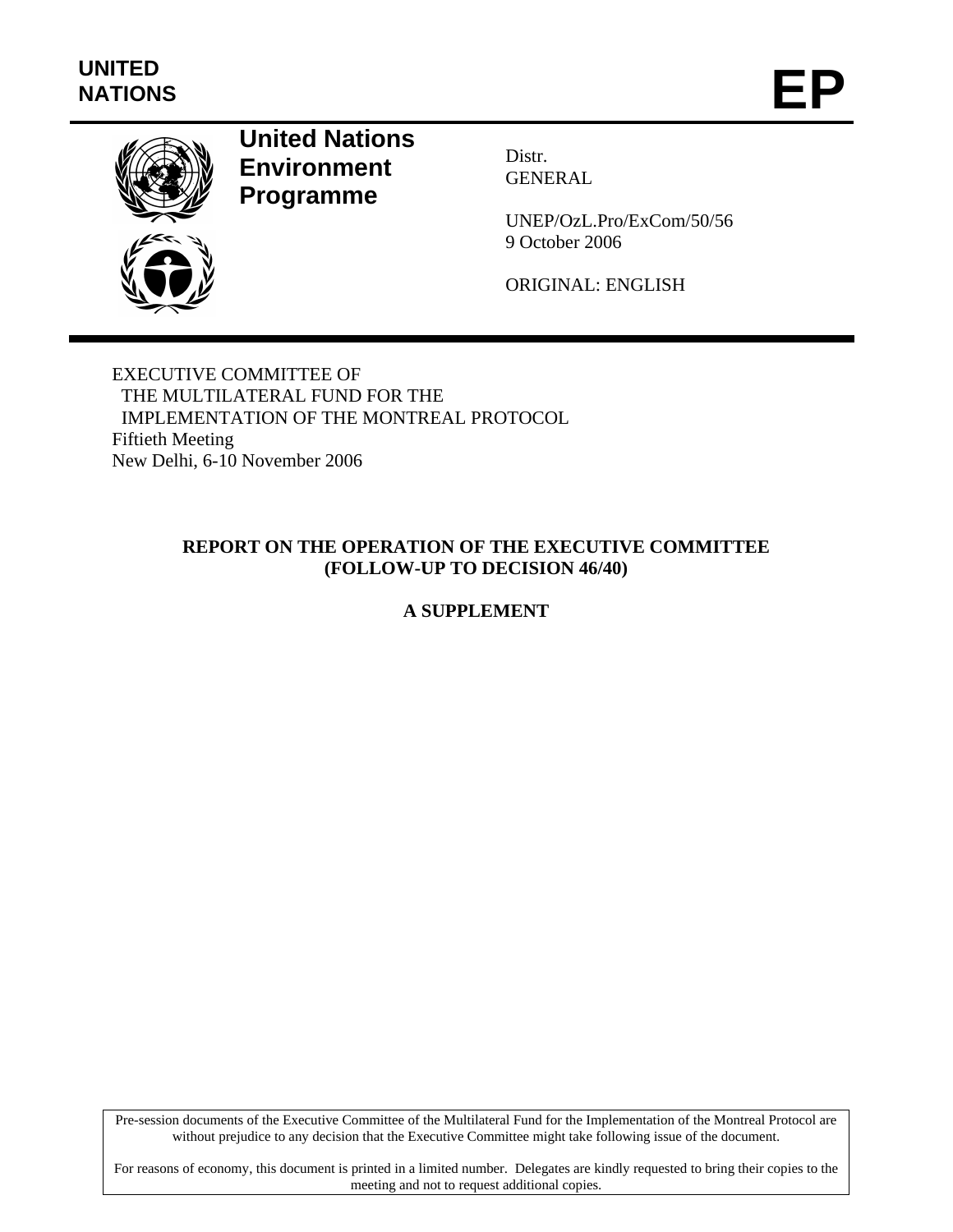UNITED NATIONS

# EP

**United Nations Environment Programme**

Distr.
GENERAL

UNEP/OzL.Pro/ExCom/50/56
9 October 2006

ORIGINAL: ENGLISH

EXECUTIVE COMMITTEE OF
THE MULTILATERAL FUND FOR THE
IMPLEMENTATION OF THE MONTREAL PROTOCOL
Fiftieth Meeting
New Delhi, 6-10 November 2006

## REPORT ON THE OPERATION OF THE EXECUTIVE COMMITTEE (FOLLOW-UP TO DECISION 46/40)

## A SUPPLEMENT

Pre-session documents of the Executive Committee of the Multilateral Fund for the Implementation of the Montreal Protocol are without prejudice to any decision that the Executive Committee might take following issue of the document.

For reasons of economy, this document is printed in a limited number. Delegates are kindly requested to bring their copies to the meeting and not to request additional copies.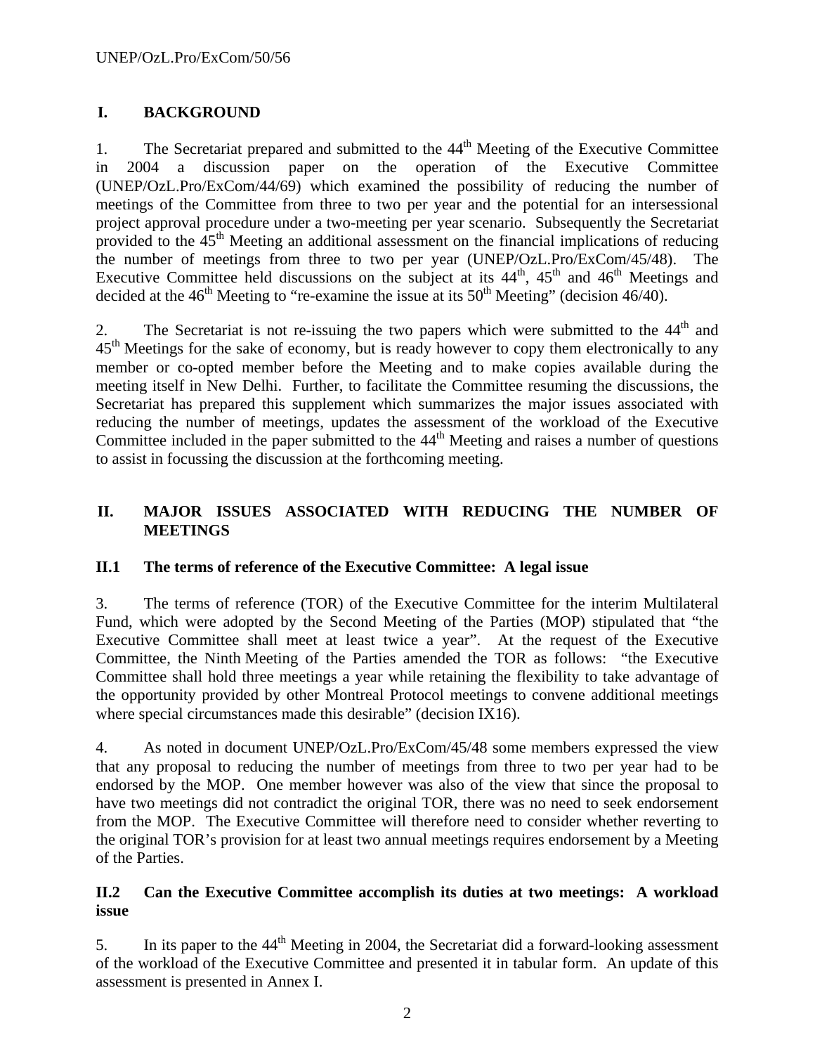## I. BACKGROUND

1. The Secretariat prepared and submitted to the 44th Meeting of the Executive Committee in 2004 a discussion paper on the operation of the Executive Committee (UNEP/OzL.Pro/ExCom/44/69) which examined the possibility of reducing the number of meetings of the Committee from three to two per year and the potential for an intersessional project approval procedure under a two-meeting per year scenario. Subsequently the Secretariat provided to the 45th Meeting an additional assessment on the financial implications of reducing the number of meetings from three to two per year (UNEP/OzL.Pro/ExCom/45/48). The Executive Committee held discussions on the subject at its 44th, 45th and 46th Meetings and decided at the 46th Meeting to "re-examine the issue at its 50th Meeting" (decision 46/40).

2. The Secretariat is not re-issuing the two papers which were submitted to the 44th and 45th Meetings for the sake of economy, but is ready however to copy them electronically to any member or co-opted member before the Meeting and to make copies available during the meeting itself in New Delhi. Further, to facilitate the Committee resuming the discussions, the Secretariat has prepared this supplement which summarizes the major issues associated with reducing the number of meetings, updates the assessment of the workload of the Executive Committee included in the paper submitted to the 44th Meeting and raises a number of questions to assist in focussing the discussion at the forthcoming meeting.

## II. MAJOR ISSUES ASSOCIATED WITH REDUCING THE NUMBER OF MEETINGS

### II.1 The terms of reference of the Executive Committee: A legal issue

3. The terms of reference (TOR) of the Executive Committee for the interim Multilateral Fund, which were adopted by the Second Meeting of the Parties (MOP) stipulated that "the Executive Committee shall meet at least twice a year". At the request of the Executive Committee, the Ninth Meeting of the Parties amended the TOR as follows: "the Executive Committee shall hold three meetings a year while retaining the flexibility to take advantage of the opportunity provided by other Montreal Protocol meetings to convene additional meetings where special circumstances made this desirable" (decision IX16).

4. As noted in document UNEP/OzL.Pro/ExCom/45/48 some members expressed the view that any proposal to reducing the number of meetings from three to two per year had to be endorsed by the MOP. One member however was also of the view that since the proposal to have two meetings did not contradict the original TOR, there was no need to seek endorsement from the MOP. The Executive Committee will therefore need to consider whether reverting to the original TOR's provision for at least two annual meetings requires endorsement by a Meeting of the Parties.

### II.2 Can the Executive Committee accomplish its duties at two meetings: A workload issue

5. In its paper to the 44th Meeting in 2004, the Secretariat did a forward-looking assessment of the workload of the Executive Committee and presented it in tabular form. An update of this assessment is presented in Annex I.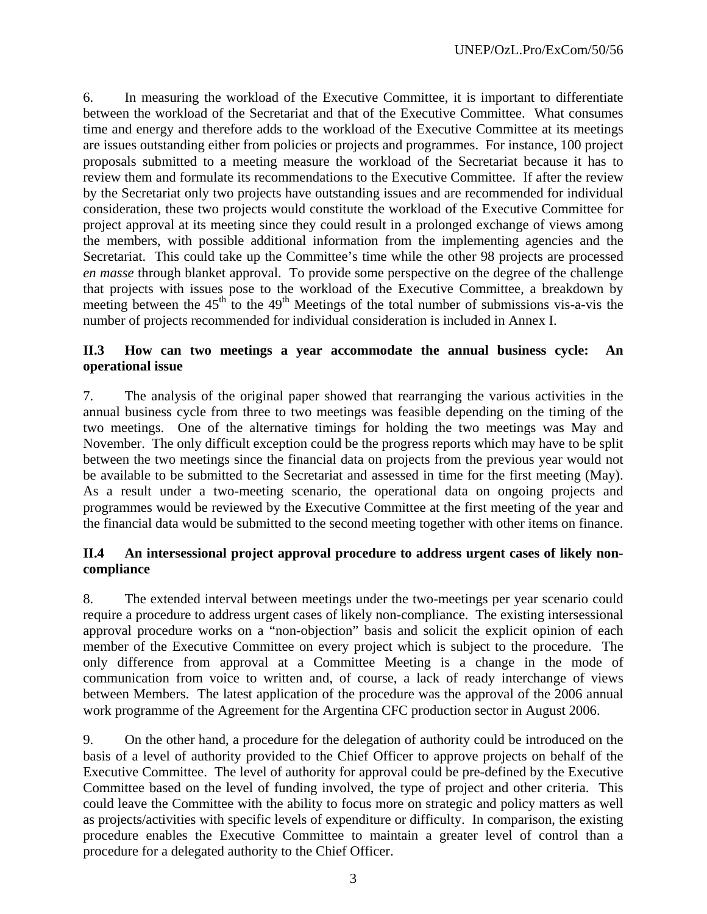6. In measuring the workload of the Executive Committee, it is important to differentiate between the workload of the Secretariat and that of the Executive Committee. What consumes time and energy and therefore adds to the workload of the Executive Committee at its meetings are issues outstanding either from policies or projects and programmes. For instance, 100 project proposals submitted to a meeting measure the workload of the Secretariat because it has to review them and formulate its recommendations to the Executive Committee. If after the review by the Secretariat only two projects have outstanding issues and are recommended for individual consideration, these two projects would constitute the workload of the Executive Committee for project approval at its meeting since they could result in a prolonged exchange of views among the members, with possible additional information from the implementing agencies and the Secretariat. This could take up the Committee's time while the other 98 projects are processed *en masse* through blanket approval. To provide some perspective on the degree of the challenge that projects with issues pose to the workload of the Executive Committee, a breakdown by meeting between the 45th to the 49th Meetings of the total number of submissions vis-a-vis the number of projects recommended for individual consideration is included in Annex I.

### II.3 How can two meetings a year accommodate the annual business cycle: An operational issue

7. The analysis of the original paper showed that rearranging the various activities in the annual business cycle from three to two meetings was feasible depending on the timing of the two meetings. One of the alternative timings for holding the two meetings was May and November. The only difficult exception could be the progress reports which may have to be split between the two meetings since the financial data on projects from the previous year would not be available to be submitted to the Secretariat and assessed in time for the first meeting (May). As a result under a two-meeting scenario, the operational data on ongoing projects and programmes would be reviewed by the Executive Committee at the first meeting of the year and the financial data would be submitted to the second meeting together with other items on finance.

### II.4 An intersessional project approval procedure to address urgent cases of likely non-compliance

8. The extended interval between meetings under the two-meetings per year scenario could require a procedure to address urgent cases of likely non-compliance. The existing intersessional approval procedure works on a "non-objection" basis and solicit the explicit opinion of each member of the Executive Committee on every project which is subject to the procedure. The only difference from approval at a Committee Meeting is a change in the mode of communication from voice to written and, of course, a lack of ready interchange of views between Members. The latest application of the procedure was the approval of the 2006 annual work programme of the Agreement for the Argentina CFC production sector in August 2006.

9. On the other hand, a procedure for the delegation of authority could be introduced on the basis of a level of authority provided to the Chief Officer to approve projects on behalf of the Executive Committee. The level of authority for approval could be pre-defined by the Executive Committee based on the level of funding involved, the type of project and other criteria. This could leave the Committee with the ability to focus more on strategic and policy matters as well as projects/activities with specific levels of expenditure or difficulty. In comparison, the existing procedure enables the Executive Committee to maintain a greater level of control than a procedure for a delegated authority to the Chief Officer.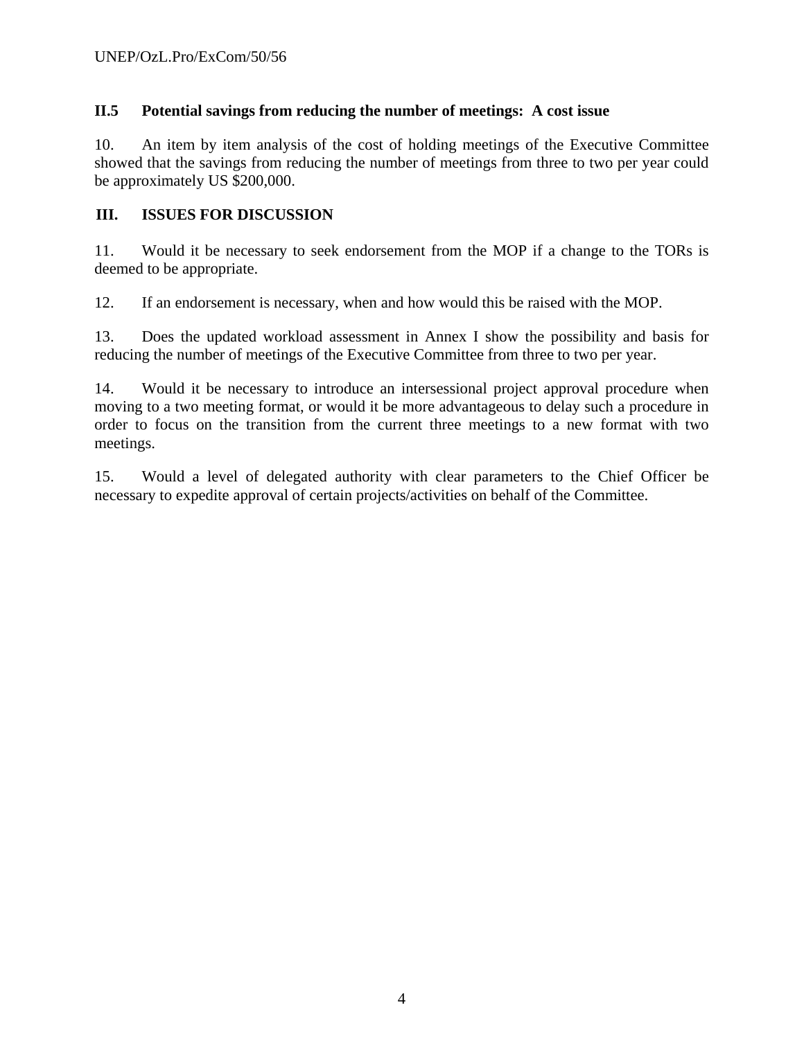### II.5 Potential savings from reducing the number of meetings: A cost issue

10. An item by item analysis of the cost of holding meetings of the Executive Committee showed that the savings from reducing the number of meetings from three to two per year could be approximately US $200,000.

## III. ISSUES FOR DISCUSSION

11. Would it be necessary to seek endorsement from the MOP if a change to the TORs is deemed to be appropriate.

12. If an endorsement is necessary, when and how would this be raised with the MOP.

13. Does the updated workload assessment in Annex I show the possibility and basis for reducing the number of meetings of the Executive Committee from three to two per year.

14. Would it be necessary to introduce an intersessional project approval procedure when moving to a two meeting format, or would it be more advantageous to delay such a procedure in order to focus on the transition from the current three meetings to a new format with two meetings.

15. Would a level of delegated authority with clear parameters to the Chief Officer be necessary to expedite approval of certain projects/activities on behalf of the Committee.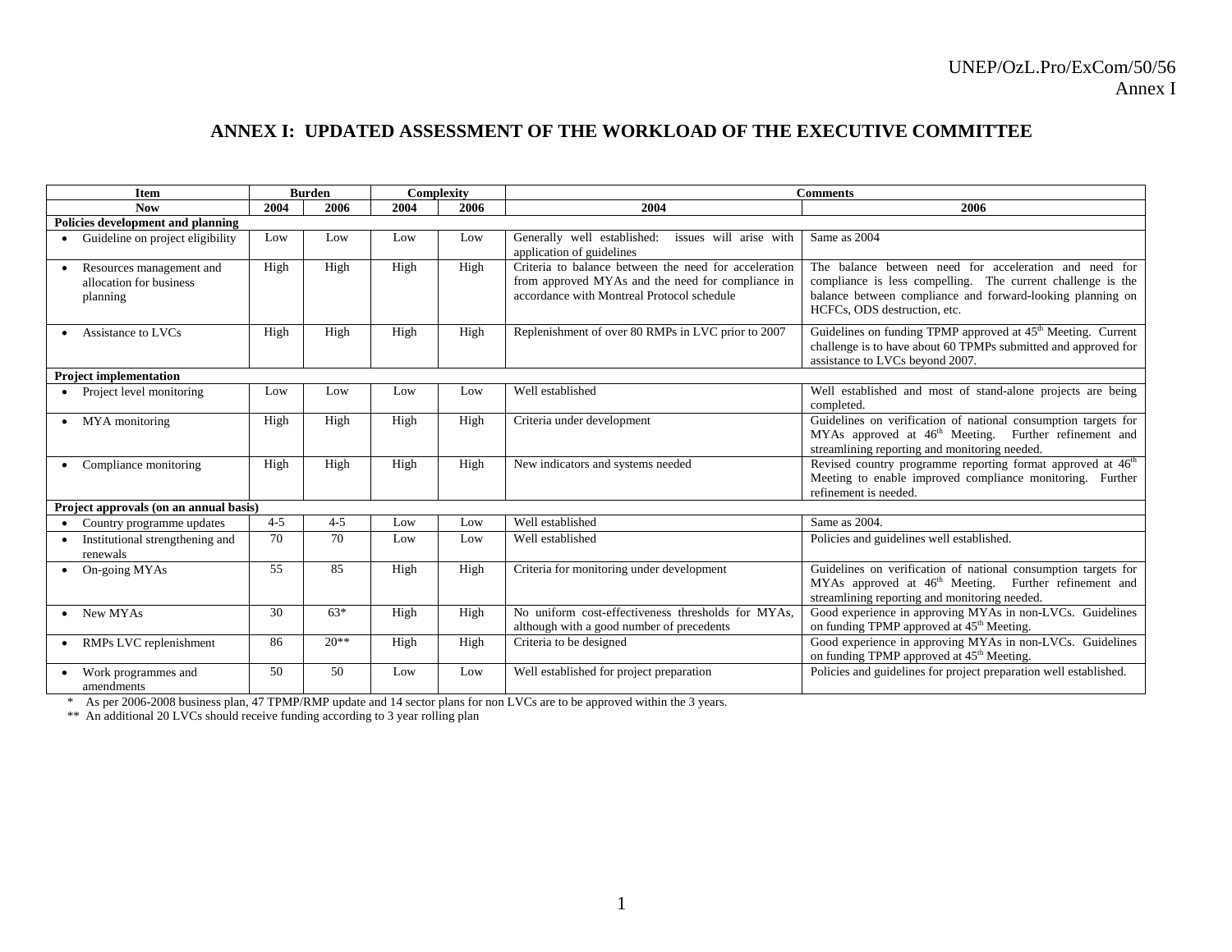# ANNEX I: UPDATED ASSESSMENT OF THE WORKLOAD OF THE EXECUTIVE COMMITTEE

| Item | Burden | | Complexity | | Comments | |
|---|---|---|---|---|---|---|
| **Now** | **2004** | **2006** | **2004** | **2006** | **2004** | **2006** |
| **Policies development and planning** | | | | | | |
| • Guideline on project eligibility | Low | Low | Low | Low | Generally well established: issues will arise with application of guidelines | Same as 2004 |
| • Resources management and allocation for business planning | High | High | High | High | Criteria to balance between the need for acceleration from approved MYAs and the need for compliance in accordance with Montreal Protocol schedule | The balance between need for acceleration and need for compliance is less compelling. The current challenge is the balance between compliance and forward-looking planning on HCFCs, ODS destruction, etc. |
| • Assistance to LVCs | High | High | High | High | Replenishment of over 80 RMPs in LVC prior to 2007 | Guidelines on funding TPMP approved at 45th Meeting. Current challenge is to have about 60 TPMPs submitted and approved for assistance to LVCs beyond 2007. |
| **Project implementation** | | | | | | |
| • Project level monitoring | Low | Low | Low | Low | Well established | Well established and most of stand-alone projects are being completed. |
| • MYA monitoring | High | High | High | High | Criteria under development | Guidelines on verification of national consumption targets for MYAs approved at 46th Meeting. Further refinement and streamlining reporting and monitoring needed. |
| • Compliance monitoring | High | High | High | High | New indicators and systems needed | Revised country programme reporting format approved at 46th Meeting to enable improved compliance monitoring. Further refinement is needed. |
| **Project approvals (on an annual basis)** | | | | | | |
| • Country programme updates | 4-5 | 4-5 | Low | Low | Well established | Same as 2004. |
| • Institutional strengthening and renewals | 70 | 70 | Low | Low | Well established | Policies and guidelines well established. |
| • On-going MYAs | 55 | 85 | High | High | Criteria for monitoring under development | Guidelines on verification of national consumption targets for MYAs approved at 46th Meeting. Further refinement and streamlining reporting and monitoring needed. |
| • New MYAs | 30 | 63* | High | High | No uniform cost-effectiveness thresholds for MYAs, although with a good number of precedents | Good experience in approving MYAs in non-LVCs. Guidelines on funding TPMP approved at 45th Meeting. |
| • RMPs LVC replenishment | 86 | 20** | High | High | Criteria to be designed | Good experience in approving MYAs in non-LVCs. Guidelines on funding TPMP approved at 45th Meeting. |
| • Work programmes and amendments | 50 | 50 | Low | Low | Well established for project preparation | Policies and guidelines for project preparation well established. |

\* As per 2006-2008 business plan, 47 TPMP/RMP update and 14 sector plans for non LVCs are to be approved within the 3 years.

\*\* An additional 20 LVCs should receive funding according to 3 year rolling plan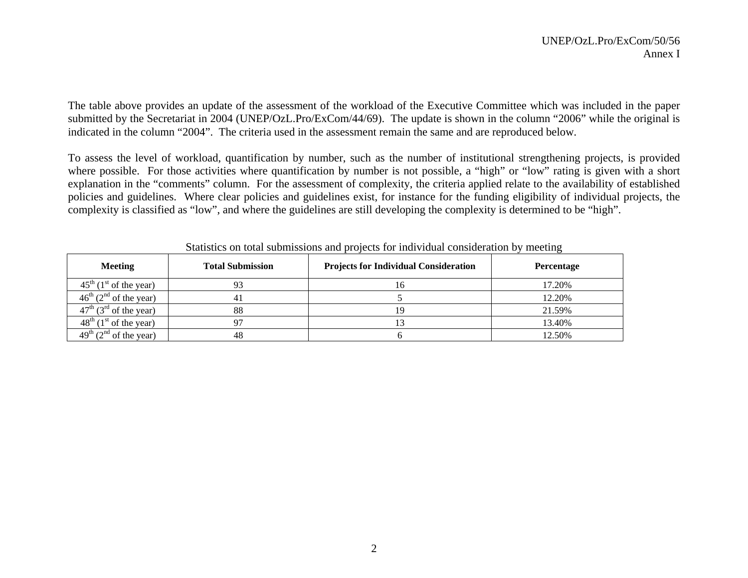The table above provides an update of the assessment of the workload of the Executive Committee which was included in the paper submitted by the Secretariat in 2004 (UNEP/OzL.Pro/ExCom/44/69). The update is shown in the column "2006" while the original is indicated in the column "2004". The criteria used in the assessment remain the same and are reproduced below.

To assess the level of workload, quantification by number, such as the number of institutional strengthening projects, is provided where possible. For those activities where quantification by number is not possible, a "high" or "low" rating is given with a short explanation in the "comments" column. For the assessment of complexity, the criteria applied relate to the availability of established policies and guidelines. Where clear policies and guidelines exist, for instance for the funding eligibility of individual projects, the complexity is classified as "low", and where the guidelines are still developing the complexity is determined to be "high".

Statistics on total submissions and projects for individual consideration by meeting

| Meeting | Total Submission | Projects for Individual Consideration | Percentage |
|---|---|---|---|
| 45th (1st of the year) | 93 | 16 | 17.20% |
| 46th (2nd of the year) | 41 | 5 | 12.20% |
| 47th (3rd of the year) | 88 | 19 | 21.59% |
| 48th (1st of the year) | 97 | 13 | 13.40% |
| 49th (2nd of the year) | 48 | 6 | 12.50% |